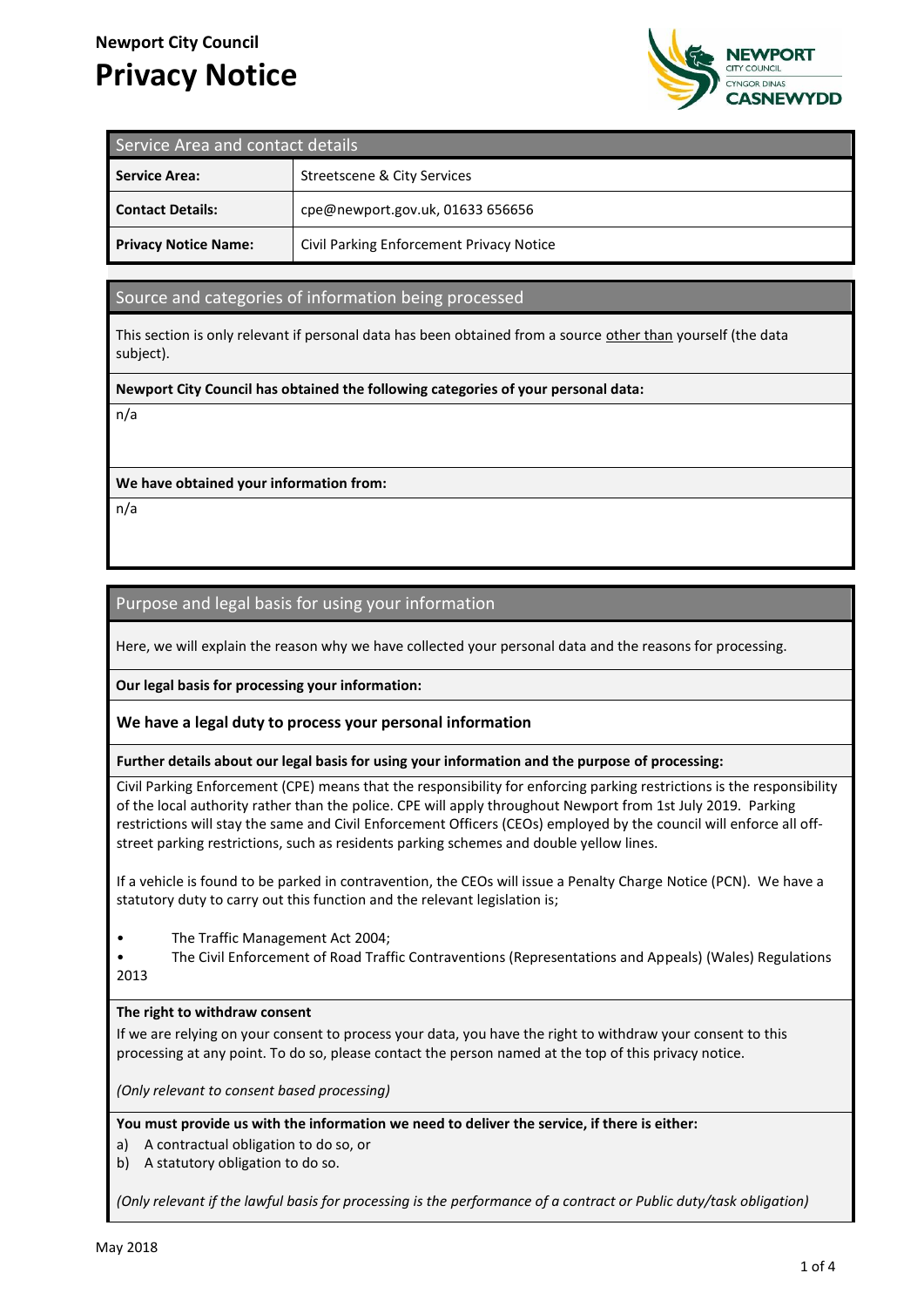**Newport City Council**

# Privacy Notice

## Service Area and contact details

| | |
|---|---|
| **Service Area:** | Streetscene & City Services |
| **Contact Details:** | cpe@newport.gov.uk, 01633 656656 |
| **Privacy Notice Name:** | Civil Parking Enforcement Privacy Notice |

## Source and categories of information being processed

This section is only relevant if personal data has been obtained from a source other than yourself (the data subject).

**Newport City Council has obtained the following categories of your personal data:**

n/a

**We have obtained your information from:**

n/a

## Purpose and legal basis for using your information

Here, we will explain the reason why we have collected your personal data and the reasons for processing.

**Our legal basis for processing your information:**

**We have a legal duty to process your personal information**

**Further details about our legal basis for using your information and the purpose of processing:**

Civil Parking Enforcement (CPE) means that the responsibility for enforcing parking restrictions is the responsibility of the local authority rather than the police. CPE will apply throughout Newport from 1st July 2019. Parking restrictions will stay the same and Civil Enforcement Officers (CEOs) employed by the council will enforce all off-street parking restrictions, such as residents parking schemes and double yellow lines.

If a vehicle is found to be parked in contravention, the CEOs will issue a Penalty Charge Notice (PCN). We have a statutory duty to carry out this function and the relevant legislation is;

- The Traffic Management Act 2004;
- The Civil Enforcement of Road Traffic Contraventions (Representations and Appeals) (Wales) Regulations 2013

**The right to withdraw consent**

If we are relying on your consent to process your data, you have the right to withdraw your consent to this processing at any point. To do so, please contact the person named at the top of this privacy notice.

*(Only relevant to consent based processing)*

**You must provide us with the information we need to deliver the service, if there is either:**

a) A contractual obligation to do so, or
b) A statutory obligation to do so.

*(Only relevant if the lawful basis for processing is the performance of a contract or Public duty/task obligation)*

May 2018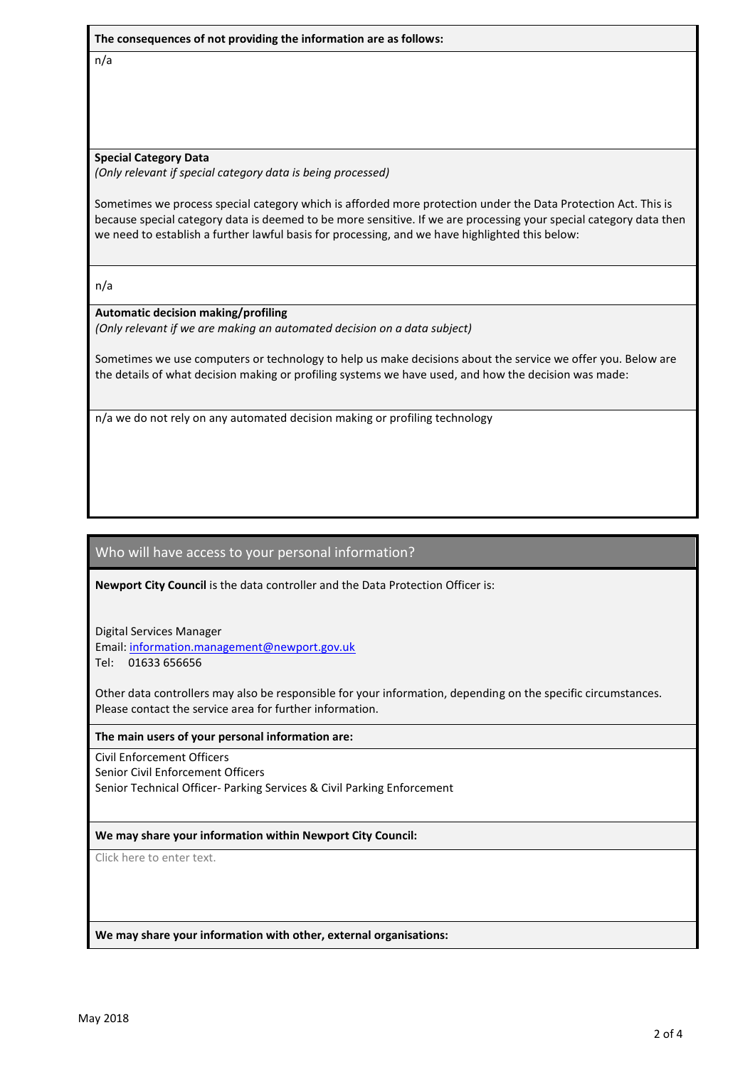**The consequences of not providing the information are as follows:**

n/a

**Special Category Data**

*(Only relevant if special category data is being processed)*

Sometimes we process special category which is afforded more protection under the Data Protection Act. This is because special category data is deemed to be more sensitive. If we are processing your special category data then we need to establish a further lawful basis for processing, and we have highlighted this below:

n/a

**Automatic decision making/profiling**

*(Only relevant if we are making an automated decision on a data subject)*

Sometimes we use computers or technology to help us make decisions about the service we offer you. Below are the details of what decision making or profiling systems we have used, and how the decision was made:

n/a we do not rely on any automated decision making or profiling technology

## Who will have access to your personal information?

**Newport City Council** is the data controller and the Data Protection Officer is:

Digital Services Manager
Email: information.management@newport.gov.uk
Tel: 01633 656656

Other data controllers may also be responsible for your information, depending on the specific circumstances. Please contact the service area for further information.

**The main users of your personal information are:**

Civil Enforcement Officers
Senior Civil Enforcement Officers
Senior Technical Officer- Parking Services & Civil Parking Enforcement

**We may share your information within Newport City Council:**

Click here to enter text.

**We may share your information with other, external organisations:**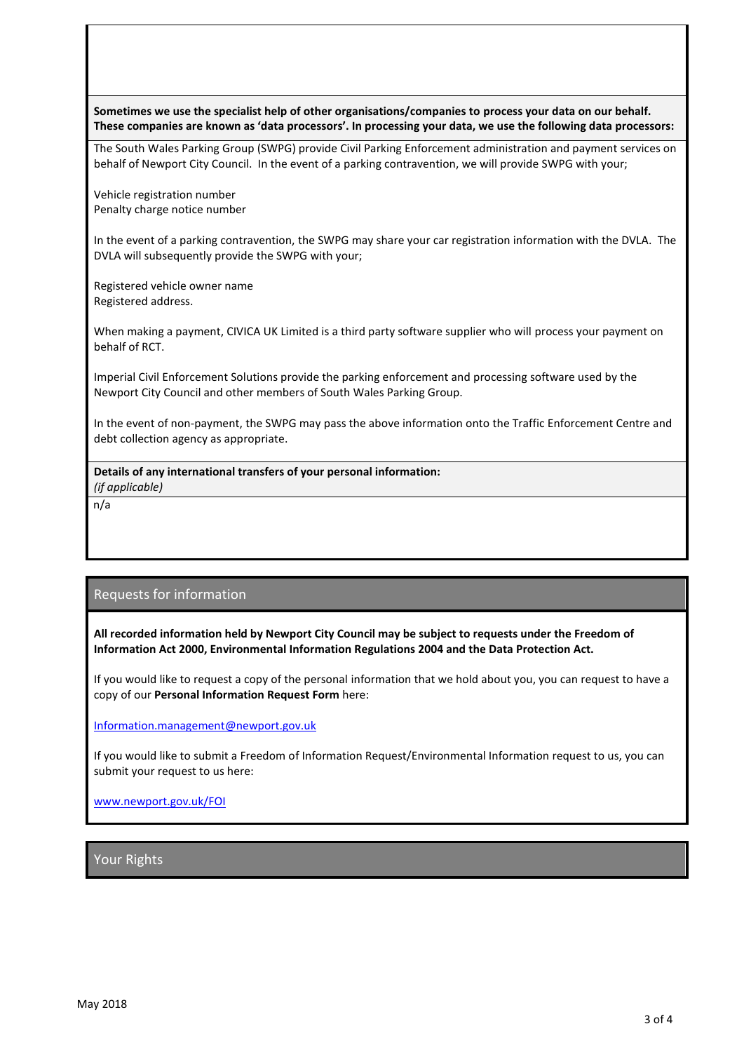**Sometimes we use the specialist help of other organisations/companies to process your data on our behalf. These companies are known as 'data processors'. In processing your data, we use the following data processors:**

The South Wales Parking Group (SWPG) provide Civil Parking Enforcement administration and payment services on behalf of Newport City Council. In the event of a parking contravention, we will provide SWPG with your;

Vehicle registration number
Penalty charge notice number

In the event of a parking contravention, the SWPG may share your car registration information with the DVLA. The DVLA will subsequently provide the SWPG with your;

Registered vehicle owner name
Registered address.

When making a payment, CIVICA UK Limited is a third party software supplier who will process your payment on behalf of RCT.

Imperial Civil Enforcement Solutions provide the parking enforcement and processing software used by the Newport City Council and other members of South Wales Parking Group.

In the event of non-payment, the SWPG may pass the above information onto the Traffic Enforcement Centre and debt collection agency as appropriate.

**Details of any international transfers of your personal information:**
*(if applicable)*

n/a

## Requests for information

**All recorded information held by Newport City Council may be subject to requests under the Freedom of Information Act 2000, Environmental Information Regulations 2004 and the Data Protection Act.**

If you would like to request a copy of the personal information that we hold about you, you can request to have a copy of our **Personal Information Request Form** here:

Information.management@newport.gov.uk

If you would like to submit a Freedom of Information Request/Environmental Information request to us, you can submit your request to us here:

www.newport.gov.uk/FOI

## Your Rights

May 2018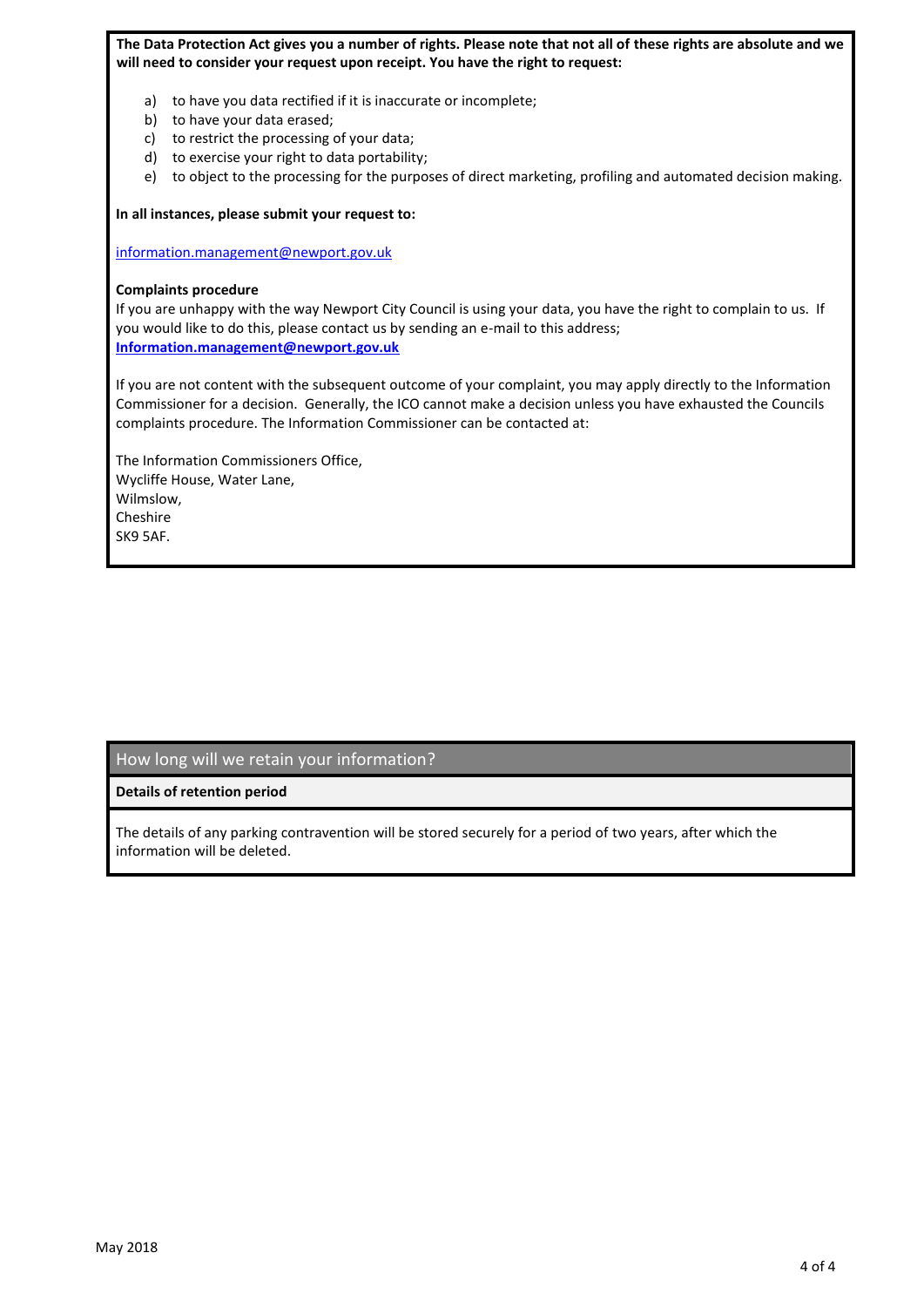**The Data Protection Act gives you a number of rights. Please note that not all of these rights are absolute and we will need to consider your request upon receipt. You have the right to request:**

a) to have you data rectified if it is inaccurate or incomplete;
b) to have your data erased;
c) to restrict the processing of your data;
d) to exercise your right to data portability;
e) to object to the processing for the purposes of direct marketing, profiling and automated decision making.

**In all instances, please submit your request to:**

information.management@newport.gov.uk

**Complaints procedure**

If you are unhappy with the way Newport City Council is using your data, you have the right to complain to us. If you would like to do this, please contact us by sending an e-mail to this address;
**Information.management@newport.gov.uk**

If you are not content with the subsequent outcome of your complaint, you may apply directly to the Information Commissioner for a decision. Generally, the ICO cannot make a decision unless you have exhausted the Councils complaints procedure. The Information Commissioner can be contacted at:

The Information Commissioners Office,
Wycliffe House, Water Lane,
Wilmslow,
Cheshire
SK9 5AF.

## How long will we retain your information?

**Details of retention period**

The details of any parking contravention will be stored securely for a period of two years, after which the information will be deleted.

May 2018